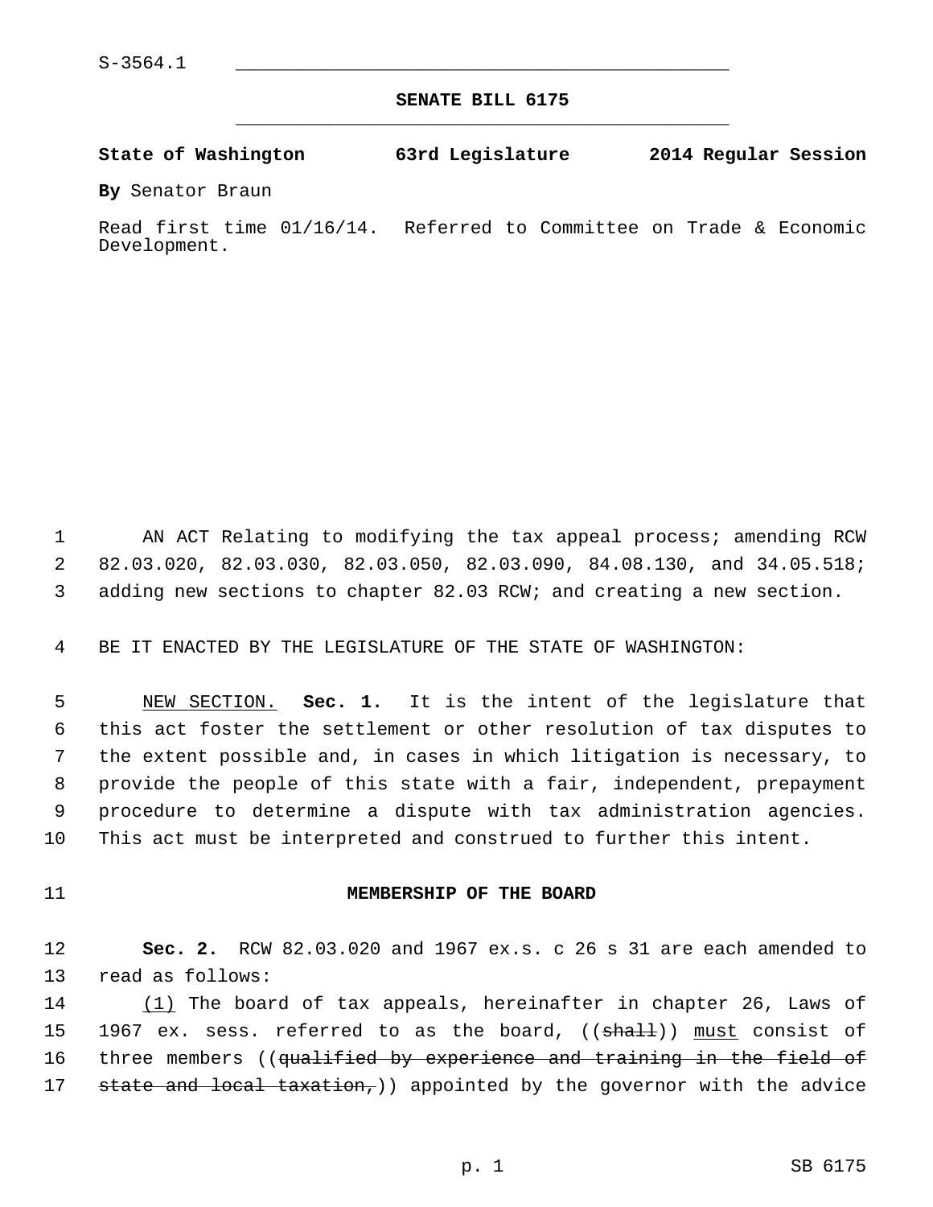S-3564.1

**SENATE BILL 6175**

**State of Washington 63rd Legislature 2014 Regular Session**

**By** Senator Braun

Read first time 01/16/14. Referred to Committee on Trade & Economic Development.

AN ACT Relating to modifying the tax appeal process; amending RCW 82.03.020, 82.03.030, 82.03.050, 82.03.090, 84.08.130, and 34.05.518; adding new sections to chapter 82.03 RCW; and creating a new section.

BE IT ENACTED BY THE LEGISLATURE OF THE STATE OF WASHINGTON:

NEW SECTION. **Sec. 1.** It is the intent of the legislature that this act foster the settlement or other resolution of tax disputes to the extent possible and, in cases in which litigation is necessary, to provide the people of this state with a fair, independent, prepayment procedure to determine a dispute with tax administration agencies. This act must be interpreted and construed to further this intent.

**MEMBERSHIP OF THE BOARD**

**Sec. 2.** RCW 82.03.020 and 1967 ex.s. c 26 s 31 are each amended to read as follows:

(1) The board of tax appeals, hereinafter in chapter 26, Laws of 1967 ex. sess. referred to as the board, ((~~shall~~)) must consist of three members ((~~qualified by experience and training in the field of state and local taxation,~~)) appointed by the governor with the advice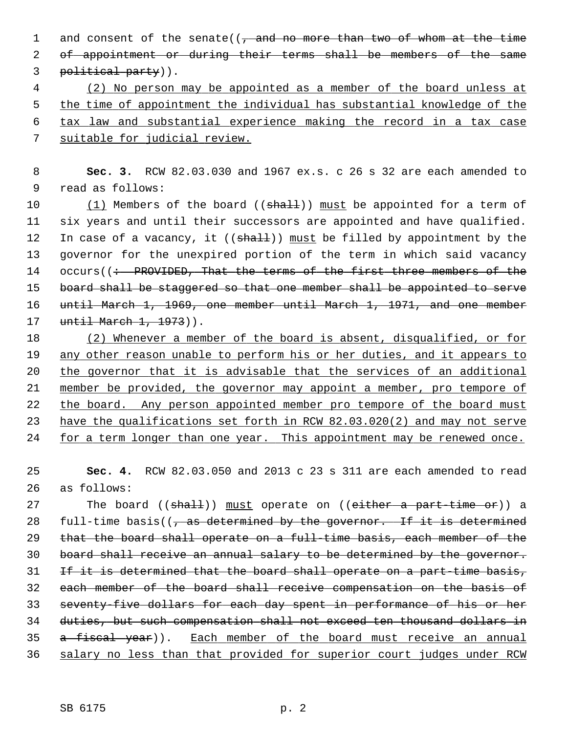and consent of the senate((, and no more than two of whom at the time of appointment or during their terms shall be members of the same political party)).

(2) No person may be appointed as a member of the board unless at the time of appointment the individual has substantial knowledge of the tax law and substantial experience making the record in a tax case suitable for judicial review.

**Sec. 3.** RCW 82.03.030 and 1967 ex.s. c 26 s 32 are each amended to read as follows:

(1) Members of the board ((shall)) must be appointed for a term of six years and until their successors are appointed and have qualified. In case of a vacancy, it ((shall)) must be filled by appointment by the governor for the unexpired portion of the term in which said vacancy occurs((: PROVIDED, That the terms of the first three members of the board shall be staggered so that one member shall be appointed to serve until March 1, 1969, one member until March 1, 1971, and one member until March 1, 1973)).

(2) Whenever a member of the board is absent, disqualified, or for any other reason unable to perform his or her duties, and it appears to the governor that it is advisable that the services of an additional member be provided, the governor may appoint a member, pro tempore of the board. Any person appointed member pro tempore of the board must have the qualifications set forth in RCW 82.03.020(2) and may not serve for a term longer than one year. This appointment may be renewed once.

**Sec. 4.** RCW 82.03.050 and 2013 c 23 s 311 are each amended to read as follows:

The board ((shall)) must operate on ((either a part-time or)) a full-time basis((, as determined by the governor. If it is determined that the board shall operate on a full-time basis, each member of the board shall receive an annual salary to be determined by the governor. If it is determined that the board shall operate on a part-time basis, each member of the board shall receive compensation on the basis of seventy-five dollars for each day spent in performance of his or her duties, but such compensation shall not exceed ten thousand dollars in a fiscal year)). Each member of the board must receive an annual salary no less than that provided for superior court judges under RCW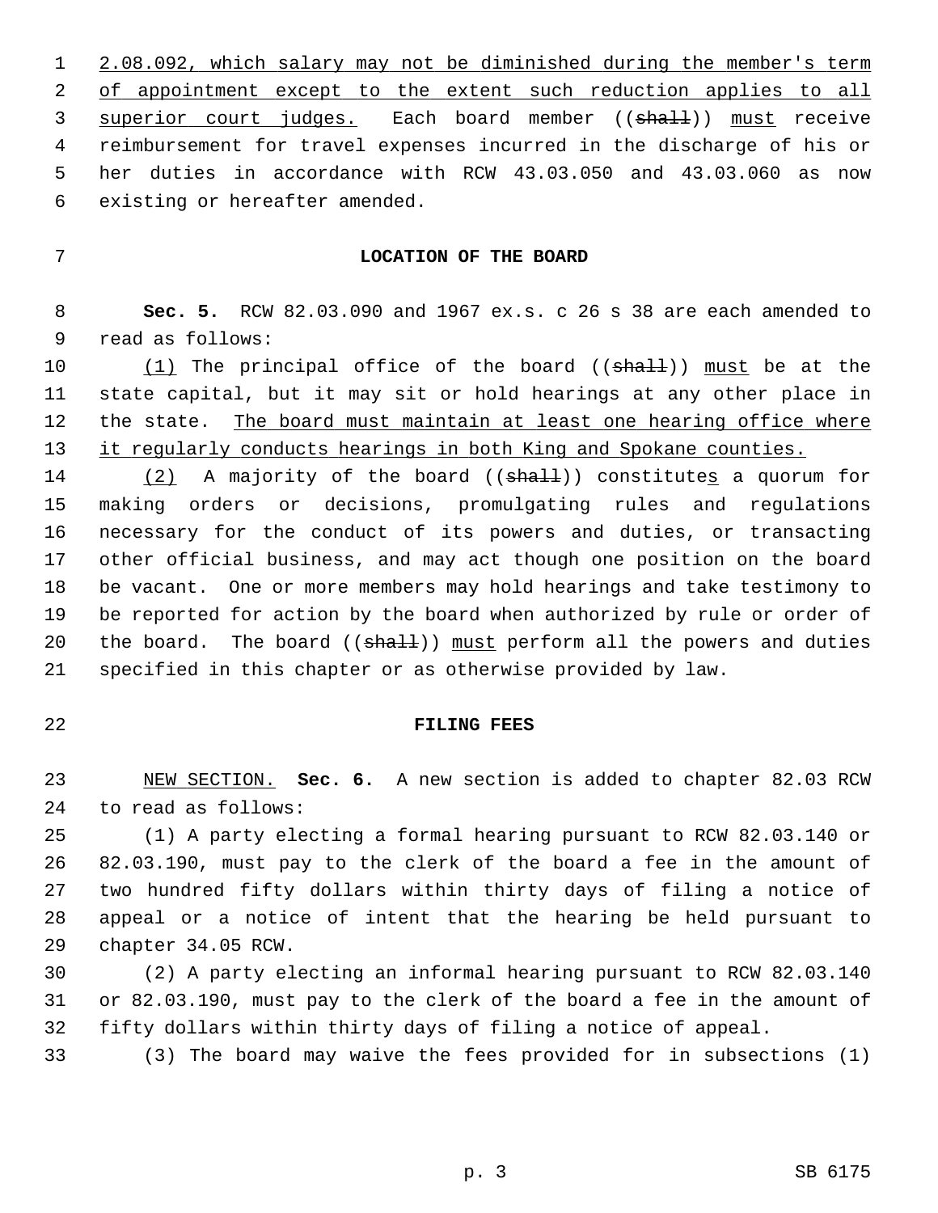2.08.092, which salary may not be diminished during the member's term of appointment except to the extent such reduction applies to all superior court judges. Each board member ((~~shall~~)) must receive reimbursement for travel expenses incurred in the discharge of his or her duties in accordance with RCW 43.03.050 and 43.03.060 as now existing or hereafter amended.

**LOCATION OF THE BOARD**

**Sec. 5.** RCW 82.03.090 and 1967 ex.s. c 26 s 38 are each amended to read as follows:

(1) The principal office of the board ((~~shall~~)) must be at the state capital, but it may sit or hold hearings at any other place in the state. The board must maintain at least one hearing office where it regularly conducts hearings in both King and Spokane counties.

(2) A majority of the board ((~~shall~~)) constitutes a quorum for making orders or decisions, promulgating rules and regulations necessary for the conduct of its powers and duties, or transacting other official business, and may act though one position on the board be vacant. One or more members may hold hearings and take testimony to be reported for action by the board when authorized by rule or order of the board. The board ((~~shall~~)) must perform all the powers and duties specified in this chapter or as otherwise provided by law.

**FILING FEES**

NEW SECTION. **Sec. 6.** A new section is added to chapter 82.03 RCW to read as follows:

(1) A party electing a formal hearing pursuant to RCW 82.03.140 or 82.03.190, must pay to the clerk of the board a fee in the amount of two hundred fifty dollars within thirty days of filing a notice of appeal or a notice of intent that the hearing be held pursuant to chapter 34.05 RCW.

(2) A party electing an informal hearing pursuant to RCW 82.03.140 or 82.03.190, must pay to the clerk of the board a fee in the amount of fifty dollars within thirty days of filing a notice of appeal.

(3) The board may waive the fees provided for in subsections (1)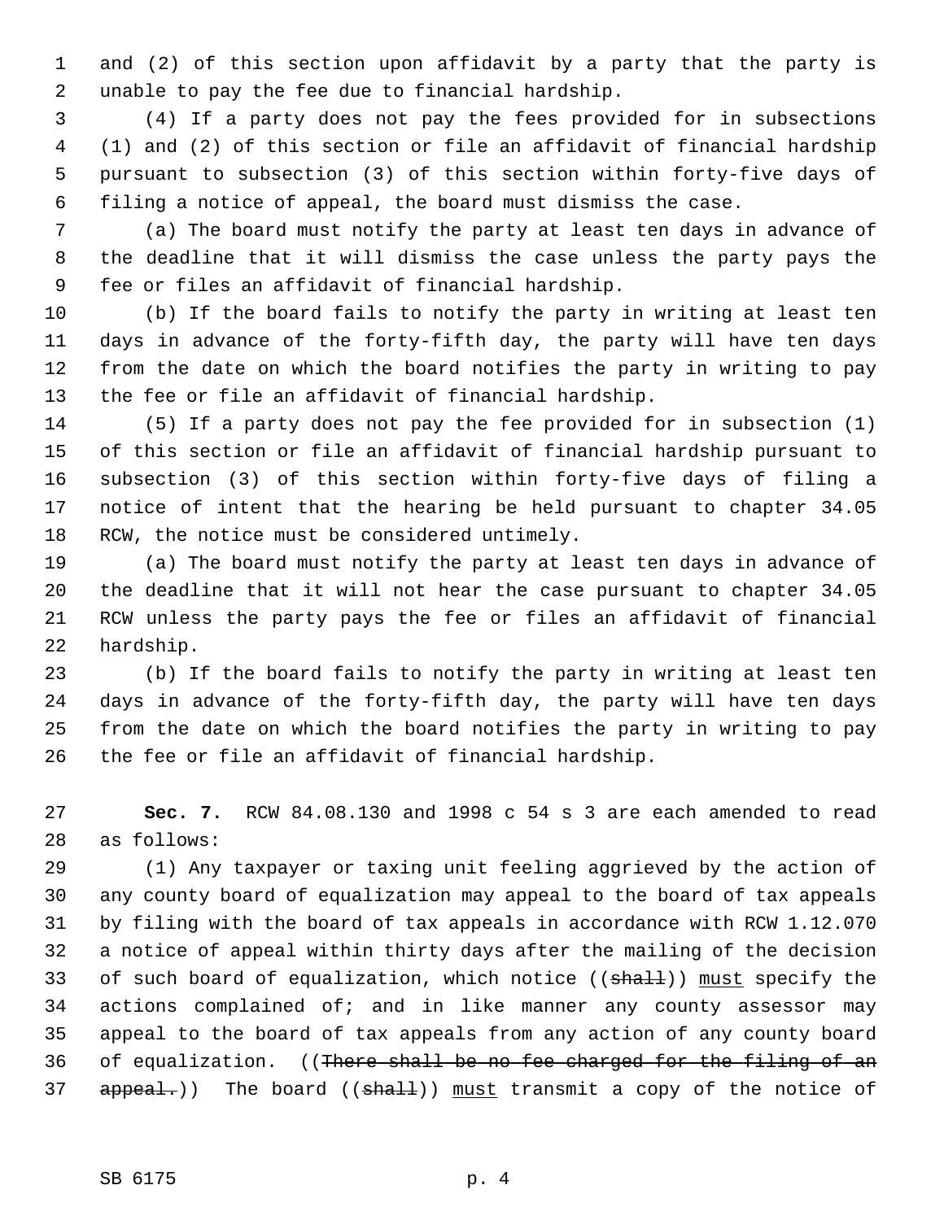and (2) of this section upon affidavit by a party that the party is unable to pay the fee due to financial hardship.

(4) If a party does not pay the fees provided for in subsections (1) and (2) of this section or file an affidavit of financial hardship pursuant to subsection (3) of this section within forty-five days of filing a notice of appeal, the board must dismiss the case.

(a) The board must notify the party at least ten days in advance of the deadline that it will dismiss the case unless the party pays the fee or files an affidavit of financial hardship.

(b) If the board fails to notify the party in writing at least ten days in advance of the forty-fifth day, the party will have ten days from the date on which the board notifies the party in writing to pay the fee or file an affidavit of financial hardship.

(5) If a party does not pay the fee provided for in subsection (1) of this section or file an affidavit of financial hardship pursuant to subsection (3) of this section within forty-five days of filing a notice of intent that the hearing be held pursuant to chapter 34.05 RCW, the notice must be considered untimely.

(a) The board must notify the party at least ten days in advance of the deadline that it will not hear the case pursuant to chapter 34.05 RCW unless the party pays the fee or files an affidavit of financial hardship.

(b) If the board fails to notify the party in writing at least ten days in advance of the forty-fifth day, the party will have ten days from the date on which the board notifies the party in writing to pay the fee or file an affidavit of financial hardship.

**Sec. 7.** RCW 84.08.130 and 1998 c 54 s 3 are each amended to read as follows:

(1) Any taxpayer or taxing unit feeling aggrieved by the action of any county board of equalization may appeal to the board of tax appeals by filing with the board of tax appeals in accordance with RCW 1.12.070 a notice of appeal within thirty days after the mailing of the decision of such board of equalization, which notice ((~~shall~~)) <u>must</u> specify the actions complained of; and in like manner any county assessor may appeal to the board of tax appeals from any action of any county board of equalization. ((~~There shall be no fee charged for the filing of an appeal.~~)) The board ((~~shall~~)) <u>must</u> transmit a copy of the notice of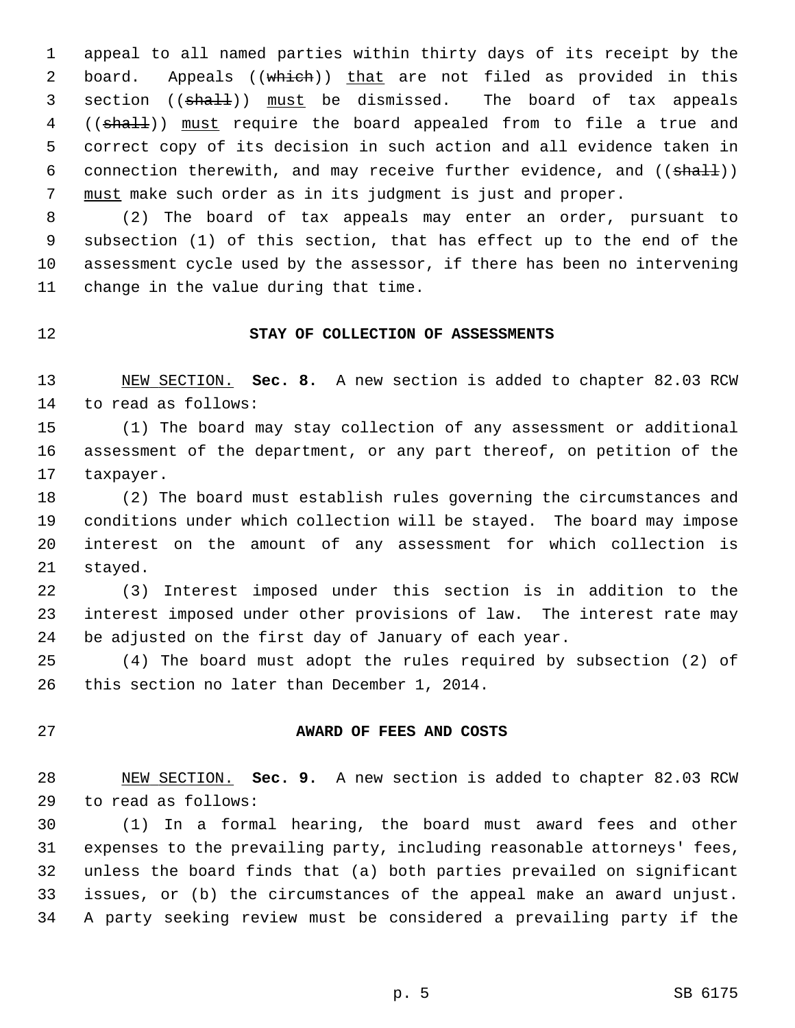appeal to all named parties within thirty days of its receipt by the board. Appeals ((~~which~~)) <u>that</u> are not filed as provided in this section ((~~shall~~)) <u>must</u> be dismissed. The board of tax appeals ((~~shall~~)) <u>must</u> require the board appealed from to file a true and correct copy of its decision in such action and all evidence taken in connection therewith, and may receive further evidence, and ((~~shall~~)) <u>must</u> make such order as in its judgment is just and proper.

(2) The board of tax appeals may enter an order, pursuant to subsection (1) of this section, that has effect up to the end of the assessment cycle used by the assessor, if there has been no intervening change in the value during that time.

## STAY OF COLLECTION OF ASSESSMENTS

<u>NEW SECTION.</u> **Sec. 8.** A new section is added to chapter 82.03 RCW to read as follows:

(1) The board may stay collection of any assessment or additional assessment of the department, or any part thereof, on petition of the taxpayer.

(2) The board must establish rules governing the circumstances and conditions under which collection will be stayed. The board may impose interest on the amount of any assessment for which collection is stayed.

(3) Interest imposed under this section is in addition to the interest imposed under other provisions of law. The interest rate may be adjusted on the first day of January of each year.

(4) The board must adopt the rules required by subsection (2) of this section no later than December 1, 2014.

## AWARD OF FEES AND COSTS

<u>NEW SECTION.</u> **Sec. 9.** A new section is added to chapter 82.03 RCW to read as follows:

(1) In a formal hearing, the board must award fees and other expenses to the prevailing party, including reasonable attorneys' fees, unless the board finds that (a) both parties prevailed on significant issues, or (b) the circumstances of the appeal make an award unjust. A party seeking review must be considered a prevailing party if the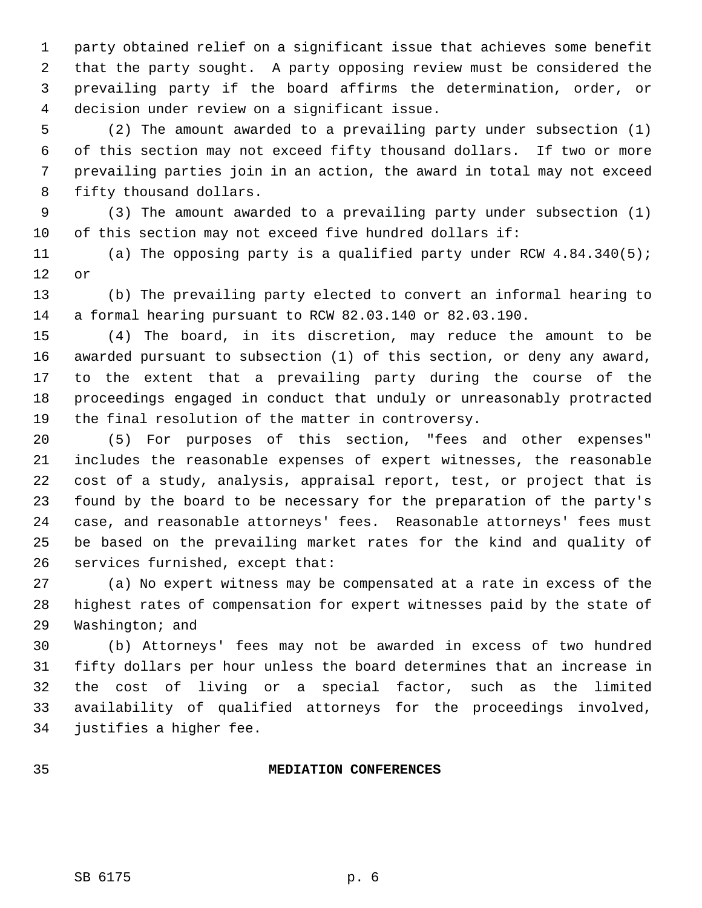party obtained relief on a significant issue that achieves some benefit that the party sought. A party opposing review must be considered the prevailing party if the board affirms the determination, order, or decision under review on a significant issue.

(2) The amount awarded to a prevailing party under subsection (1) of this section may not exceed fifty thousand dollars. If two or more prevailing parties join in an action, the award in total may not exceed fifty thousand dollars.

(3) The amount awarded to a prevailing party under subsection (1) of this section may not exceed five hundred dollars if:

(a) The opposing party is a qualified party under RCW 4.84.340(5); or

(b) The prevailing party elected to convert an informal hearing to a formal hearing pursuant to RCW 82.03.140 or 82.03.190.

(4) The board, in its discretion, may reduce the amount to be awarded pursuant to subsection (1) of this section, or deny any award, to the extent that a prevailing party during the course of the proceedings engaged in conduct that unduly or unreasonably protracted the final resolution of the matter in controversy.

(5) For purposes of this section, "fees and other expenses" includes the reasonable expenses of expert witnesses, the reasonable cost of a study, analysis, appraisal report, test, or project that is found by the board to be necessary for the preparation of the party's case, and reasonable attorneys' fees. Reasonable attorneys' fees must be based on the prevailing market rates for the kind and quality of services furnished, except that:

(a) No expert witness may be compensated at a rate in excess of the highest rates of compensation for expert witnesses paid by the state of Washington; and

(b) Attorneys' fees may not be awarded in excess of two hundred fifty dollars per hour unless the board determines that an increase in the cost of living or a special factor, such as the limited availability of qualified attorneys for the proceedings involved, justifies a higher fee.

**MEDIATION CONFERENCES**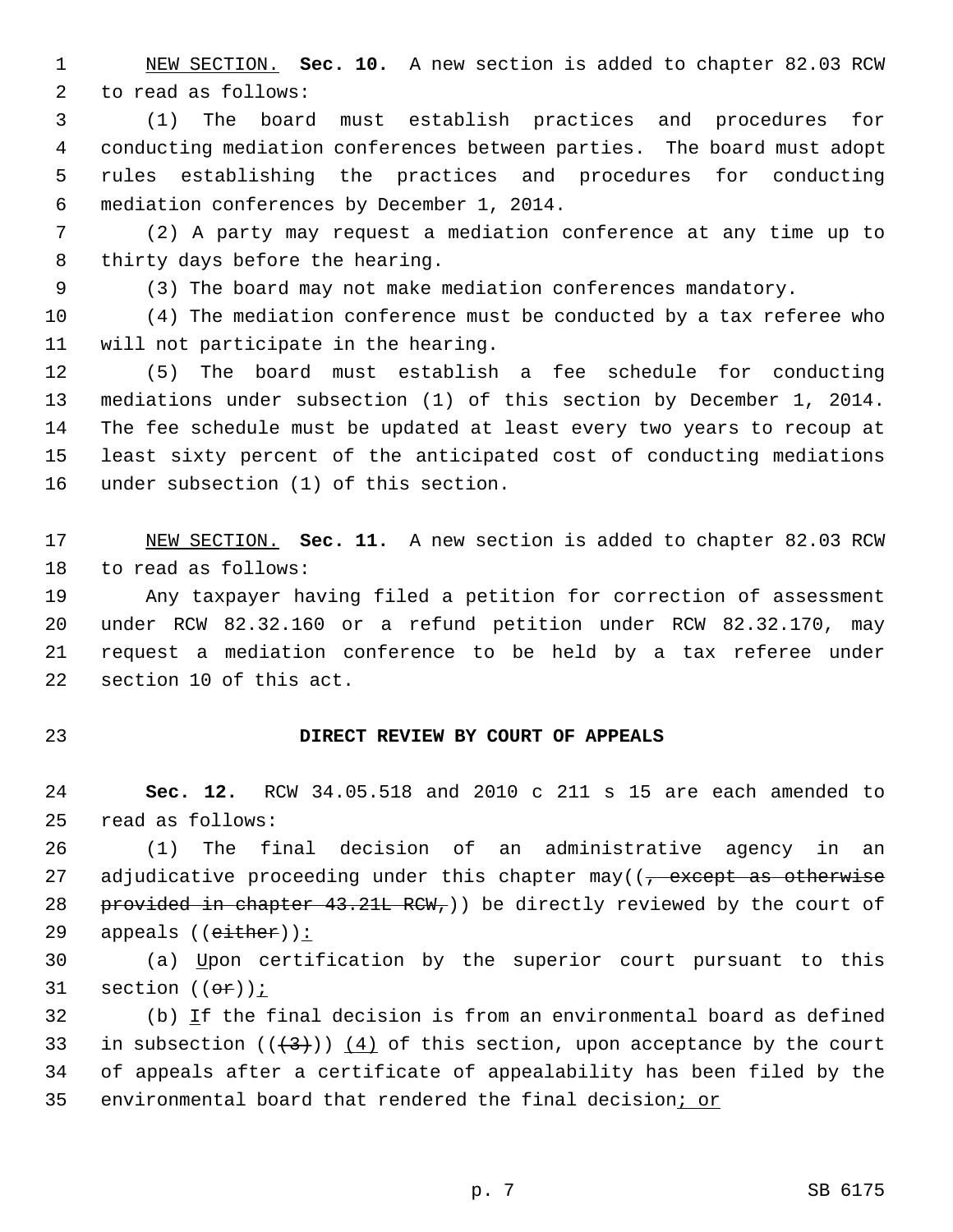NEW SECTION. **Sec. 10.** A new section is added to chapter 82.03 RCW to read as follows:

(1) The board must establish practices and procedures for conducting mediation conferences between parties. The board must adopt rules establishing the practices and procedures for conducting mediation conferences by December 1, 2014.

(2) A party may request a mediation conference at any time up to thirty days before the hearing.

(3) The board may not make mediation conferences mandatory.

(4) The mediation conference must be conducted by a tax referee who will not participate in the hearing.

(5) The board must establish a fee schedule for conducting mediations under subsection (1) of this section by December 1, 2014. The fee schedule must be updated at least every two years to recoup at least sixty percent of the anticipated cost of conducting mediations under subsection (1) of this section.

NEW SECTION. **Sec. 11.** A new section is added to chapter 82.03 RCW to read as follows:

Any taxpayer having filed a petition for correction of assessment under RCW 82.32.160 or a refund petition under RCW 82.32.170, may request a mediation conference to be held by a tax referee under section 10 of this act.

**DIRECT REVIEW BY COURT OF APPEALS**

**Sec. 12.** RCW 34.05.518 and 2010 c 211 s 15 are each amended to read as follows:

(1) The final decision of an administrative agency in an adjudicative proceeding under this chapter may((~~, except as otherwise provided in chapter 43.21L RCW,~~)) be directly reviewed by the court of appeals ((~~either~~)):

(a) Upon certification by the superior court pursuant to this section ((~~or~~));

(b) If the final decision is from an environmental board as defined in subsection ((~~(3)~~)) (4) of this section, upon acceptance by the court of appeals after a certificate of appealability has been filed by the environmental board that rendered the final decision; or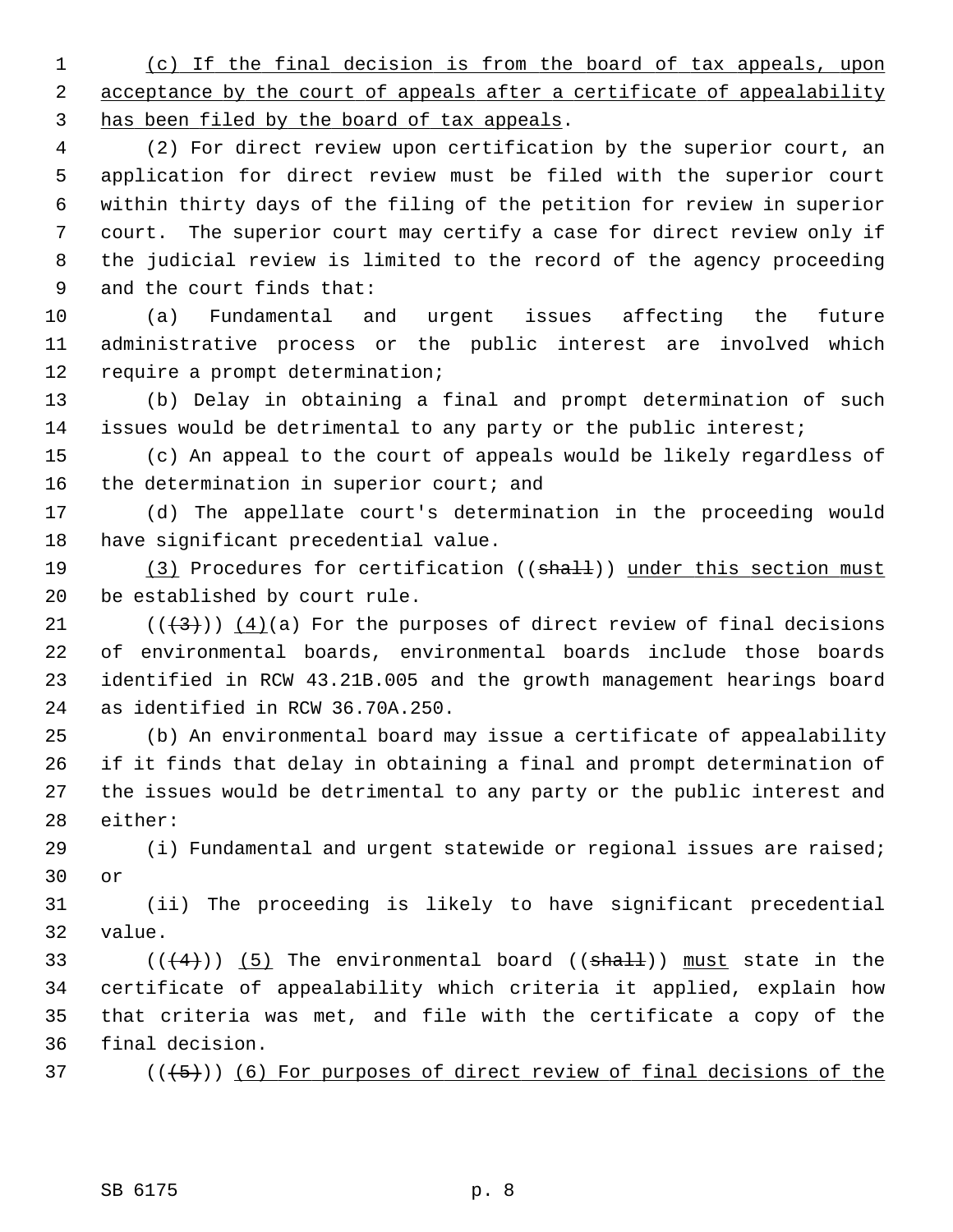(c) If the final decision is from the board of tax appeals, upon acceptance by the court of appeals after a certificate of appealability has been filed by the board of tax appeals.

(2) For direct review upon certification by the superior court, an application for direct review must be filed with the superior court within thirty days of the filing of the petition for review in superior court. The superior court may certify a case for direct review only if the judicial review is limited to the record of the agency proceeding and the court finds that:

(a) Fundamental and urgent issues affecting the future administrative process or the public interest are involved which require a prompt determination;

(b) Delay in obtaining a final and prompt determination of such issues would be detrimental to any party or the public interest;

(c) An appeal to the court of appeals would be likely regardless of the determination in superior court; and

(d) The appellate court's determination in the proceeding would have significant precedential value.

(3) Procedures for certification ((~~shall~~)) under this section must be established by court rule.

((~~(3)~~)) (4)(a) For the purposes of direct review of final decisions of environmental boards, environmental boards include those boards identified in RCW 43.21B.005 and the growth management hearings board as identified in RCW 36.70A.250.

(b) An environmental board may issue a certificate of appealability if it finds that delay in obtaining a final and prompt determination of the issues would be detrimental to any party or the public interest and either:

(i) Fundamental and urgent statewide or regional issues are raised; or

(ii) The proceeding is likely to have significant precedential value.

((~~(4)~~)) (5) The environmental board ((~~shall~~)) must state in the certificate of appealability which criteria it applied, explain how that criteria was met, and file with the certificate a copy of the final decision.

((~~(5)~~)) (6) For purposes of direct review of final decisions of the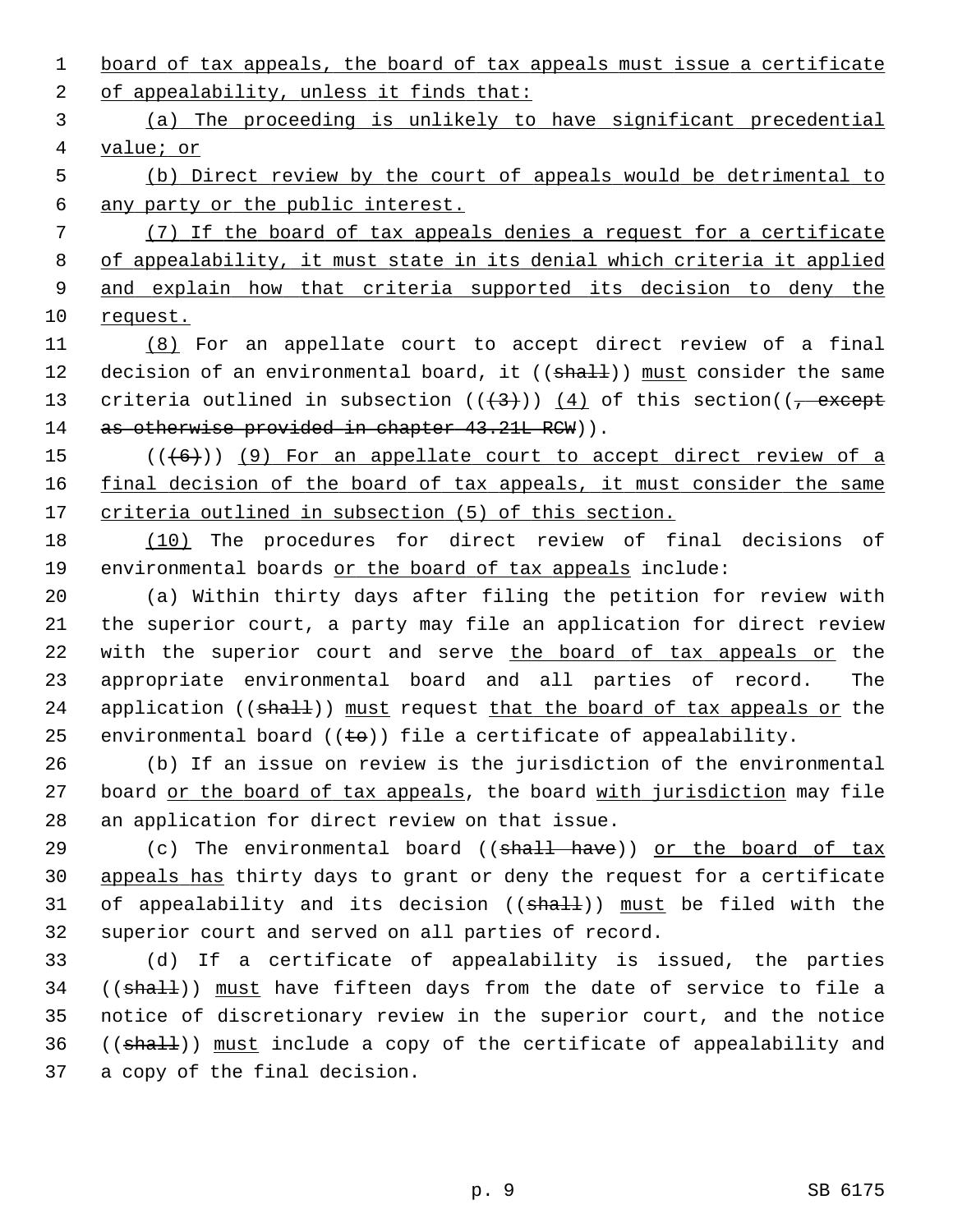board of tax appeals, the board of tax appeals must issue a certificate of appealability, unless it finds that:

(a) The proceeding is unlikely to have significant precedential value; or

(b) Direct review by the court of appeals would be detrimental to any party or the public interest.

(7) If the board of tax appeals denies a request for a certificate of appealability, it must state in its denial which criteria it applied and explain how that criteria supported its decision to deny the request.

(8) For an appellate court to accept direct review of a final decision of an environmental board, it ((shall)) must consider the same criteria outlined in subsection (((3))) (4) of this section((, except as otherwise provided in chapter 43.21L RCW)).

(((6))) (9) For an appellate court to accept direct review of a final decision of the board of tax appeals, it must consider the same criteria outlined in subsection (5) of this section.

(10) The procedures for direct review of final decisions of environmental boards or the board of tax appeals include:

(a) Within thirty days after filing the petition for review with the superior court, a party may file an application for direct review with the superior court and serve the board of tax appeals or the appropriate environmental board and all parties of record. The application ((shall)) must request that the board of tax appeals or the environmental board ((to)) file a certificate of appealability.

(b) If an issue on review is the jurisdiction of the environmental board or the board of tax appeals, the board with jurisdiction may file an application for direct review on that issue.

(c) The environmental board ((shall have)) or the board of tax appeals has thirty days to grant or deny the request for a certificate of appealability and its decision ((shall)) must be filed with the superior court and served on all parties of record.

(d) If a certificate of appealability is issued, the parties ((shall)) must have fifteen days from the date of service to file a notice of discretionary review in the superior court, and the notice ((shall)) must include a copy of the certificate of appealability and a copy of the final decision.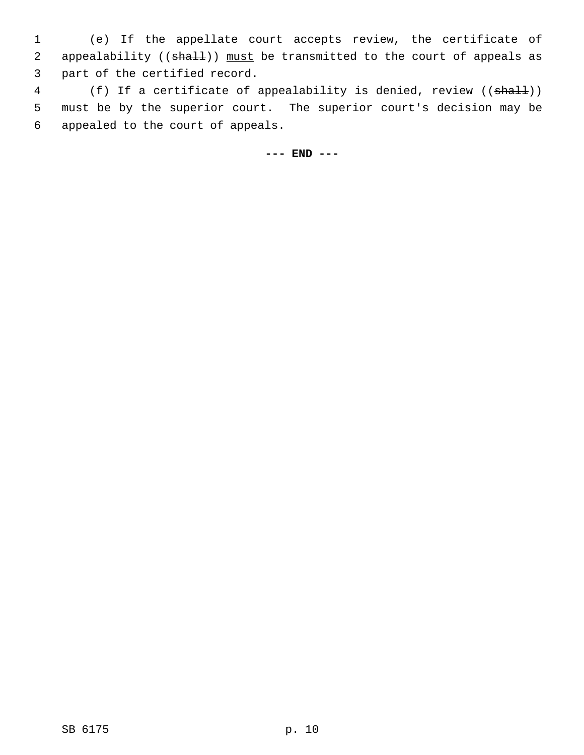(e) If the appellate court accepts review, the certificate of appealability ((~~shall~~)) <u>must</u> be transmitted to the court of appeals as part of the certified record.

(f) If a certificate of appealability is denied, review ((~~shall~~)) <u>must</u> be by the superior court. The superior court's decision may be appealed to the court of appeals.

**--- END ---**